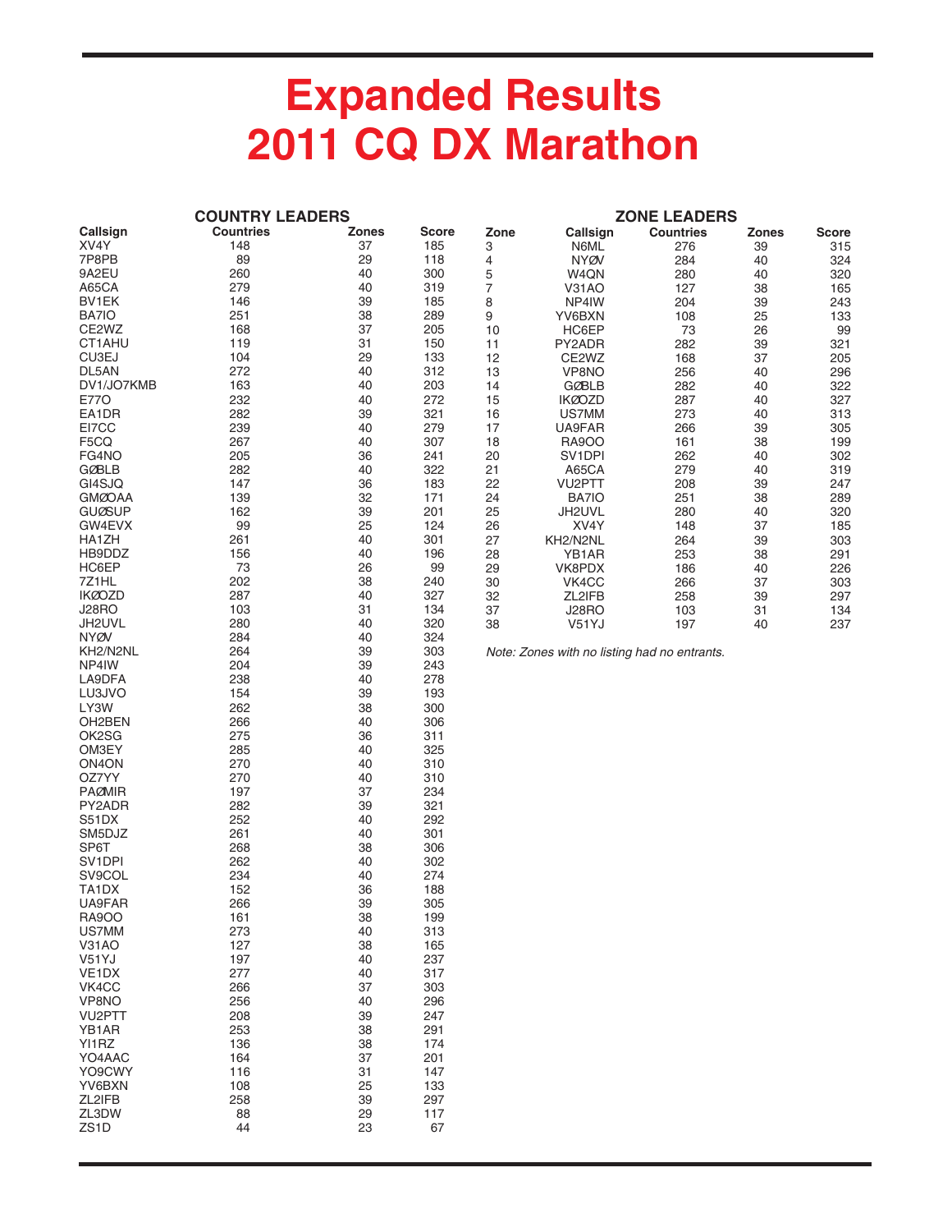# Expanded Results
# 2011 CQ DX Marathon

## COUNTRY LEADERS

| Callsign | Countries | Zones | Score |
|---|---|---|---|
| XV4Y | 148 | 37 | 185 |
| 7P8PB | 89 | 29 | 118 |
| 9A2EU | 260 | 40 | 300 |
| A65CA | 279 | 40 | 319 |
| BV1EK | 146 | 39 | 185 |
| BA7IO | 251 | 38 | 289 |
| CE2WZ | 168 | 37 | 205 |
| CT1AHU | 119 | 31 | 150 |
| CU3EJ | 104 | 29 | 133 |
| DL5AN | 272 | 40 | 312 |
| DV1/JO7KMB | 163 | 40 | 203 |
| E77O | 232 | 40 | 272 |
| EA1DR | 282 | 39 | 321 |
| EI7CC | 239 | 40 | 279 |
| F5CQ | 267 | 40 | 307 |
| FG4NO | 205 | 36 | 241 |
| GØBLB | 282 | 40 | 322 |
| GI4SJQ | 147 | 36 | 183 |
| GMØOAA | 139 | 32 | 171 |
| GUØSUP | 162 | 39 | 201 |
| GW4EVX | 99 | 25 | 124 |
| HA1ZH | 261 | 40 | 301 |
| HB9DDZ | 156 | 40 | 196 |
| HC6EP | 73 | 26 | 99 |
| 7Z1HL | 202 | 38 | 240 |
| IKØOZD | 287 | 40 | 327 |
| J28RO | 103 | 31 | 134 |
| JH2UVL | 280 | 40 | 320 |
| NYØV | 284 | 40 | 324 |
| KH2/N2NL | 264 | 39 | 303 |
| NP4IW | 204 | 39 | 243 |
| LA9DFA | 238 | 40 | 278 |
| LU3JVO | 154 | 39 | 193 |
| LY3W | 262 | 38 | 300 |
| OH2BEN | 266 | 40 | 306 |
| OK2SG | 275 | 36 | 311 |
| OM3EY | 285 | 40 | 325 |
| ON4ON | 270 | 40 | 310 |
| OZ7YY | 270 | 40 | 310 |
| PAØMIR | 197 | 37 | 234 |
| PY2ADR | 282 | 39 | 321 |
| S51DX | 252 | 40 | 292 |
| SM5DJZ | 261 | 40 | 301 |
| SP6T | 268 | 38 | 306 |
| SV1DPI | 262 | 40 | 302 |
| SV9COL | 234 | 40 | 274 |
| TA1DX | 152 | 36 | 188 |
| UA9FAR | 266 | 39 | 305 |
| RA9OO | 161 | 38 | 199 |
| US7MM | 273 | 40 | 313 |
| V31AO | 127 | 38 | 165 |
| V51YJ | 197 | 40 | 237 |
| VE1DX | 277 | 40 | 317 |
| VK4CC | 266 | 37 | 303 |
| VP8NO | 256 | 40 | 296 |
| VU2PTT | 208 | 39 | 247 |
| YB1AR | 253 | 38 | 291 |
| YI1RZ | 136 | 38 | 174 |
| YO4AAC | 164 | 37 | 201 |
| YO9CWY | 116 | 31 | 147 |
| YV6BXN | 108 | 25 | 133 |
| ZL2IFB | 258 | 39 | 297 |
| ZL3DW | 88 | 29 | 117 |
| ZS1D | 44 | 23 | 67 |

## ZONE LEADERS

| Zone | Callsign | Countries | Zones | Score |
|---|---|---|---|---|
| 3 | N6ML | 276 | 39 | 315 |
| 4 | NYØV | 284 | 40 | 324 |
| 5 | W4QN | 280 | 40 | 320 |
| 7 | V31AO | 127 | 38 | 165 |
| 8 | NP4IW | 204 | 39 | 243 |
| 9 | YV6BXN | 108 | 25 | 133 |
| 10 | HC6EP | 73 | 26 | 99 |
| 11 | PY2ADR | 282 | 39 | 321 |
| 12 | CE2WZ | 168 | 37 | 205 |
| 13 | VP8NO | 256 | 40 | 296 |
| 14 | GØBLB | 282 | 40 | 322 |
| 15 | IKØOZD | 287 | 40 | 327 |
| 16 | US7MM | 273 | 40 | 313 |
| 17 | UA9FAR | 266 | 39 | 305 |
| 18 | RA9OO | 161 | 38 | 199 |
| 20 | SV1DPI | 262 | 40 | 302 |
| 21 | A65CA | 279 | 40 | 319 |
| 22 | VU2PTT | 208 | 39 | 247 |
| 24 | BA7IO | 251 | 38 | 289 |
| 25 | JH2UVL | 280 | 40 | 320 |
| 26 | XV4Y | 148 | 37 | 185 |
| 27 | KH2/N2NL | 264 | 39 | 303 |
| 28 | YB1AR | 253 | 38 | 291 |
| 29 | VK8PDX | 186 | 40 | 226 |
| 30 | VK4CC | 266 | 37 | 303 |
| 32 | ZL2IFB | 258 | 39 | 297 |
| 37 | J28RO | 103 | 31 | 134 |
| 38 | V51YJ | 197 | 40 | 237 |

*Note: Zones with no listing had no entrants.*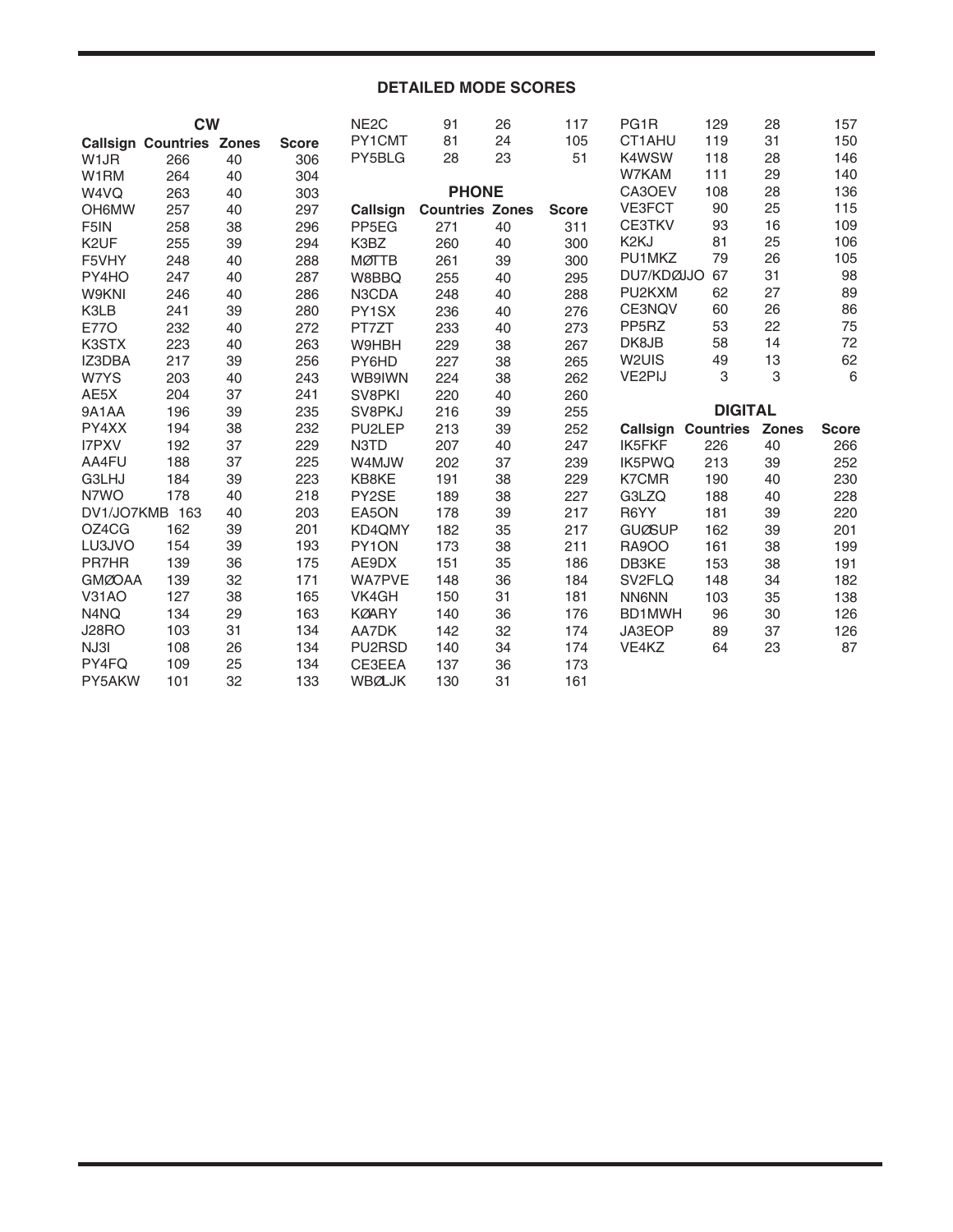## DETAILED MODE SCORES

### CW

| Callsign | Countries | Zones | Score |
|---|---|---|---|
| W1JR | 266 | 40 | 306 |
| W1RM | 264 | 40 | 304 |
| W4VQ | 263 | 40 | 303 |
| OH6MW | 257 | 40 | 297 |
| F5IN | 258 | 38 | 296 |
| K2UF | 255 | 39 | 294 |
| F5VHY | 248 | 40 | 288 |
| PY4HO | 247 | 40 | 287 |
| W9KNI | 246 | 40 | 286 |
| K3LB | 241 | 39 | 280 |
| E77O | 232 | 40 | 272 |
| K3STX | 223 | 40 | 263 |
| IZ3DBA | 217 | 39 | 256 |
| W7YS | 203 | 40 | 243 |
| AE5X | 204 | 37 | 241 |
| 9A1AA | 196 | 39 | 235 |
| PY4XX | 194 | 38 | 232 |
| I7PXV | 192 | 37 | 229 |
| AA4FU | 188 | 37 | 225 |
| G3LHJ | 184 | 39 | 223 |
| N7WO | 178 | 40 | 218 |
| DV1/JO7KMB | 163 | 40 | 203 |
| OZ4CG | 162 | 39 | 201 |
| LU3JVO | 154 | 39 | 193 |
| PR7HR | 139 | 36 | 175 |
| GMØOAA | 139 | 32 | 171 |
| V31AO | 127 | 38 | 165 |
| N4NQ | 134 | 29 | 163 |
| J28RO | 103 | 31 | 134 |
| NJ3I | 108 | 26 | 134 |
| PY4FQ | 109 | 25 | 134 |
| PY5AKW | 101 | 32 | 133 |
| NE2C | 91 | 26 | 117 |
| PY1CMT | 81 | 24 | 105 |
| PY5BLG | 28 | 23 | 51 |

### PHONE

| Callsign | Countries | Zones | Score |
|---|---|---|---|
| PP5EG | 271 | 40 | 311 |
| K3BZ | 260 | 40 | 300 |
| MØTTB | 261 | 39 | 300 |
| W8BBQ | 255 | 40 | 295 |
| N3CDA | 248 | 40 | 288 |
| PY1SX | 236 | 40 | 276 |
| PT7ZT | 233 | 40 | 273 |
| W9HBH | 229 | 38 | 267 |
| PY6HD | 227 | 38 | 265 |
| WB9IWN | 224 | 38 | 262 |
| SV8PKI | 220 | 40 | 260 |
| SV8PKJ | 216 | 39 | 255 |
| PU2LEP | 213 | 39 | 252 |
| N3TD | 207 | 40 | 247 |
| W4MJW | 202 | 37 | 239 |
| KB8KE | 191 | 38 | 229 |
| PY2SE | 189 | 38 | 227 |
| EA5ON | 178 | 39 | 217 |
| KD4QMY | 182 | 35 | 217 |
| PY1ON | 173 | 38 | 211 |
| AE9DX | 151 | 35 | 186 |
| WA7PVE | 148 | 36 | 184 |
| VK4GH | 150 | 31 | 181 |
| KØARY | 140 | 36 | 176 |
| AA7DK | 142 | 32 | 174 |
| PU2RSD | 140 | 34 | 174 |
| CE3EEA | 137 | 36 | 173 |
| WBØLJK | 130 | 31 | 161 |
| PG1R | 129 | 28 | 157 |
| CT1AHU | 119 | 31 | 150 |
| K4WSW | 118 | 28 | 146 |
| W7KAM | 111 | 29 | 140 |
| CA3OEV | 108 | 28 | 136 |
| VE3FCT | 90 | 25 | 115 |
| CE3TKV | 93 | 16 | 109 |
| K2KJ | 81 | 25 | 106 |
| PU1MKZ | 79 | 26 | 105 |
| DU7/KDØJJO | 67 | 31 | 98 |
| PU2KXM | 62 | 27 | 89 |
| CE3NQV | 60 | 26 | 86 |
| PP5RZ | 53 | 22 | 75 |
| DK8JB | 58 | 14 | 72 |
| W2UIS | 49 | 13 | 62 |
| VE2PIJ | 3 | 3 | 6 |

### DIGITAL

| Callsign | Countries | Zones | Score |
|---|---|---|---|
| IK5FKF | 226 | 40 | 266 |
| IK5PWQ | 213 | 39 | 252 |
| K7CMR | 190 | 40 | 230 |
| G3LZQ | 188 | 40 | 228 |
| R6YY | 181 | 39 | 220 |
| GUØSUP | 162 | 39 | 201 |
| RA9OO | 161 | 38 | 199 |
| DB3KE | 153 | 38 | 191 |
| SV2FLQ | 148 | 34 | 182 |
| NN6NN | 103 | 35 | 138 |
| BD1MWH | 96 | 30 | 126 |
| JA3EOP | 89 | 37 | 126 |
| VE4KZ | 64 | 23 | 87 |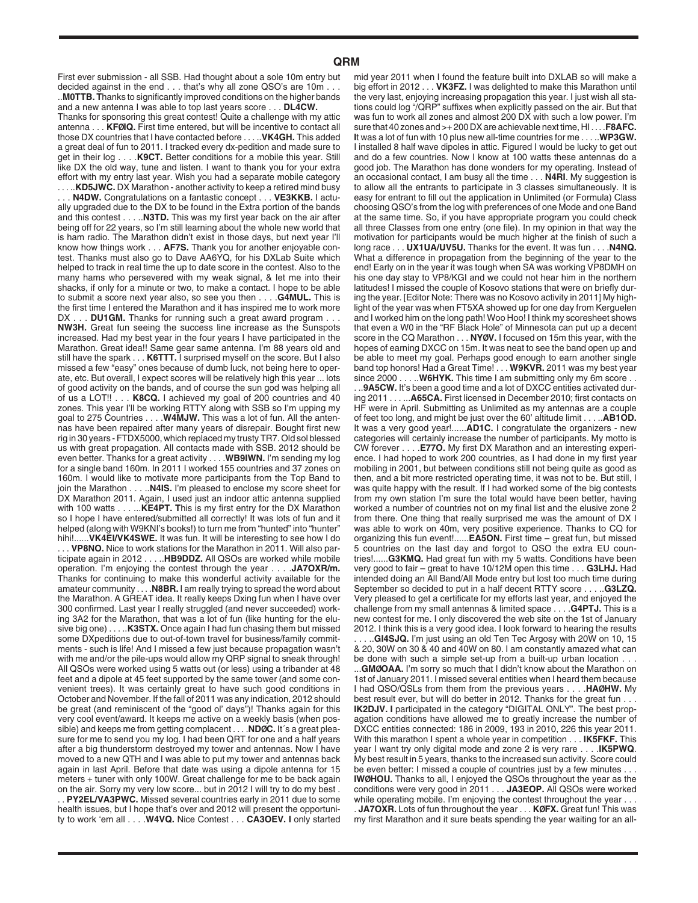# QRM

First ever submission - all SSB. Had thought about a sole 10m entry but decided against in the end . . . that's why all zone QSO's are 10m . . . ..**M0TTB. T**hanks to significantly improved conditions on the higher bands and a new antenna I was able to top last years score . . . **DL4CW.** Thanks for sponsoring this great contest! Quite a challenge with my attic antenna . . . **KFØIQ.** First time entered, but will be incentive to contact all those DX countries that I have contacted before . . . ..**VK4GH.** This added a great deal of fun to 2011. I tracked every dx-pedition and made sure to get in their log . . . .**K9CT.** Better conditions for a mobile this year. Still like DX the old way, tune and listen. I want to thank you for your extra effort with my entry last year. Wish you had a separate mobile category . . . ..**KD5JWC.** DX Marathon - another activity to keep a retired mind busy . . . **N4DW.** Congratulations on a fantastic concept . . . **VE3KKB.** I actually upgraded due to the DX to be found in the Extra portion of the bands and this contest . . . ..**N3TD.** This was my first year back on the air after being off for 22 years, so I'm still learning about the whole new world that is ham radio. The Marathon didn't exist in those days, but next year I'll know how things work . . . **AF7S.** Thank you for another enjoyable contest. Thanks must also go to Dave AA6YQ, for his DXLab Suite which helped to track in real time the up to date score in the contest. Also to the many hams who persevered with my weak signal, & let me into their shacks, if only for a minute or two, to make a contact. I hope to be able to submit a score next year also, so see you then . . . .**G4MUL.** This is the first time I entered the Marathon and it has inspired me to work more DX . . . **DU1GM.** Thanks for running such a great award program . . . **NW3H.** Great fun seeing the success line increase as the Sunspots increased. Had my best year in the four years I have participated in the Marathon. Great idea!! Same gear same antenna. I'm 88 years old and still have the spark . . . **K6TTT.** I surprised myself on the score. But I also missed a few "easy" ones because of dumb luck, not being here to operate, etc. But overall, I expect scores will be relatively high this year ... lots of good activity on the bands, and of course the sun god was helping all of us a LOT!! . . . **K8CQ.** I achieved my goal of 200 countries and 40 zones. This year I'll be working RTTY along with SSB so I'm upping my goal to 275 Countries . . . .**W4MJW.** This was a lot of fun. All the antennas have been repaired after many years of disrepair. Bought first new rig in 30 years - FTDX5000, which replaced my trusty TR7. Old sol blessed us with great propagation. All contacts made with SSB. 2012 should be even better. Thanks for a great activity . . . .**WB9IWN.** I'm sending my log for a single band 160m. In 2011 I worked 155 countries and 37 zones on 160m. I would like to motivate more participants from the Top Band to join the Marathon . . . ..**N4IS.** I'm pleased to enclose my score sheet for DX Marathon 2011. Again, I used just an indoor attic antenna supplied with 100 watts . . . ...**KE4PT. T**his is my first entry for the DX Marathon so I hope I have entered/submitted all correctly! It was lots of fun and it helped (along with W9KNI's books!) to turn me from "hunted" into "hunter" hihi!......**VK4EI/VK4SWE.** It was fun. It will be interesting to see how I do . . . **VP8NO.** Nice to work stations for the Marathon in 2011. Will also participate again in 2012 . . . ..**HB9DDZ.** All QSOs are worked while mobile operation. I'm enjoying the contest through the year . . . .**JA7OXR/m.** Thanks for continuing to make this wonderful activity available for the amateur community . . . .**N8BR.** I am really trying to spread the word about the Marathon. A GREAT idea. It really keeps Dxing fun when I have over 300 confirmed. Last year I really struggled (and never succeeded) working 3A2 for the Marathon, that was a lot of fun (like hunting for the elusive big one) . . . ..**K3STX.** Once again I had fun chasing them but missed some DXpeditions due to out-of-town travel for business/family commitments - such is life! And I missed a few just because propagation wasn't with me and/or the pile-ups would allow my QRP signal to sneak through! All QSOs were worked using 5 watts out (or less) using a tribander at 48 feet and a dipole at 45 feet supported by the same tower (and some convenient trees). It was certainly great to have such good conditions in October and November. If the fall of 2011 was any indication, 2012 should be great (and reminiscent of the "good ol' days")! Thanks again for this very cool event/award. It keeps me active on a weekly basis (when possible) and keeps me from getting complacent . . . .**NDØC.** It´s a great pleasure for me to send you my log. I had been QRT for one and a half years after a big thunderstorm destroyed my tower and antennas. Now I have moved to a new QTH and I was able to put my tower and antennas back again in last April. Before that date was using a dipole antenna for 15 meters + tuner with only 100W. Great challenge for me to be back again on the air. Sorry my very low score... but in 2012 I will try to do my best . . . **PY2EL/VA3PWC.** Missed several countries early in 2011 due to some health issues, but I hope that's over and 2012 will present the opportunity to work 'em all . . . .**W4VQ.** Nice Contest . . . **CA3OEV. I** only started mid year 2011 when I found the feature built into DXLAB so will make a big effort in 2012 . . . **VK3FZ.** I was delighted to make this Marathon until the very last, enjoying increasing propagation this year. I just wish all stations could log "/QRP" suffixes when explicitly passed on the air. But that was fun to work all zones and almost 200 DX with such a low power. I'm sure that 40 zones and >+ 200 DX are achievable next time, HI . . . .**F8AFC. I**t was a lot of fun with 10 plus new all-time countries for me . . . ..**WP3GW.** I installed 8 half wave dipoles in attic. Figured I would be lucky to get out and do a few countries. Now I know at 100 watts these antennas do a good job. The Marathon has done wonders for my operating. Instead of an occasional contact, I am busy all the time . . . **N4RI**. My suggestion is to allow all the entrants to participate in 3 classes simultaneously. It is easy for entrant to fill out the application in Unlimited (or Formula) Class choosing QSO's from the log with preferences of one Mode and one Band at the same time. So, if you have appropriate program you could check all three Classes from one entry (one file). In my opinion in that way the motivation for participants would be much higher at the finish of such a long race . . . **UX1UA/UV5U.** Thanks for the event. It was fun . . . .**N4NQ.** What a difference in propagation from the beginning of the year to the end! Early on in the year it was tough when SA was working VP8DMH on his one day stay to VP8/KGI and we could not hear him in the northern latitudes! I missed the couple of Kosovo stations that were on briefly during the year. [Editor Note: There was no Kosovo activity in 2011] My highlight of the year was when FT5XA showed up for one day from Kerguelen and I worked him on the long path! Woo Hoo! I think my scoresheet shows that even a W0 in the "RF Black Hole" of Minnesota can put up a decent score in the CQ Marathon . . . **NYØV.** I focused on 15m this year, with the hopes of earning DXCC on 15m. It was neat to see the band open up and be able to meet my goal. Perhaps good enough to earn another single band top honors! Had a Great Time! . . . **W9KVR.** 2011 was my best year since 2000 . . . ..**W6HYK.** This time I am submitting only my 6m score . . . ..**9A5CW.** It's been a good time and a lot of DXCC entities activated during 2011 . . . ...**A65CA.** First licensed in December 2010; first contacts on HF were in April. Submitting as Unlimited as my antennas are a couple of feet too long, and might be just over the 60' altitude limit . . . ..**AB1OD.** It was a very good year!......**AD1C.** I congratulate the organizers - new categories will certainly increase the number of participants. My motto is CW forever . . . .**E77O.** My first DX Marathon and an interesting experience. I had hoped to work 200 countries, as I had done in my first year mobiling in 2001, but between conditions still not being quite as good as then, and a bit more restricted operating time, it was not to be. But still, I was quite happy with the result. If I had worked some of the big contests from my own station I'm sure the total would have been better, having worked a number of countries not on my final list and the elusive zone 2 from there. One thing that really surprised me was the amount of DX I was able to work on 40m, very positive experience. Thanks to CQ for organizing this fun event!......**EA5ON.** First time – great fun, but missed 5 countries on the last day and forgot to QSO the extra EU countries!......**G3KMQ.** Had great fun with my 5 watts. Conditions have been very good to fair – great to have 10/12M open this time . . . **G3LHJ.** Had intended doing an All Band/All Mode entry but lost too much time during September so decided to put in a half decent RTTY score . . . ..**G3LZQ.** Very pleased to get a certificate for my efforts last year, and enjoyed the challenge from my small antennas & limited space . . . .**G4PTJ.** This is a new contest for me. I only discovered the web site on the 1st of January 2012. I think this is a very good idea. I look forward to hearing the results . . . ..**GI4SJQ.** I'm just using an old Ten Tec Argosy with 20W on 10, 15 & 20, 30W on 30 & 40 and 40W on 80. I am constantly amazed what can be done with such a simple set-up from a built-up urban location . . . ...**GMØOAA.** I'm sorry so much that I didn't know about the Marathon on 1st of January 2011. I missed several entities when I heard them because I had QSO/QSLs from them from the previous years . . . .**HAØHW.** My best result ever, but will do better in 2012. Thanks for the great fun . . . **IK2DJV. I** participated in the category "DIGITAL ONLY". The best propagation conditions have allowed me to greatly increase the number of DXCC entities connected: 186 in 2009, 193 in 2010, 226 this year 2011. With this marathon I spent a whole year in competition . . . **IK5FKF.** This year I want try only digital mode and zone 2 is very rare . . . .**IK5PWQ**. My best result in 5 years, thanks to the increased sun activity. Score could be even better: I missed a couple of countries just by a few minutes . . . **IWØHOU.** Thanks to all, I enjoyed the QSOs throughout the year as the conditions were very good in 2011 . . . **JA3EOP.** All QSOs were worked while operating mobile. I'm enjoying the contest throughout the year . . . **JA7OXR.** Lots of fun throughout the year . . . **KØFX.** Great fun! This was my first Marathon and it sure beats spending the year waiting for an all-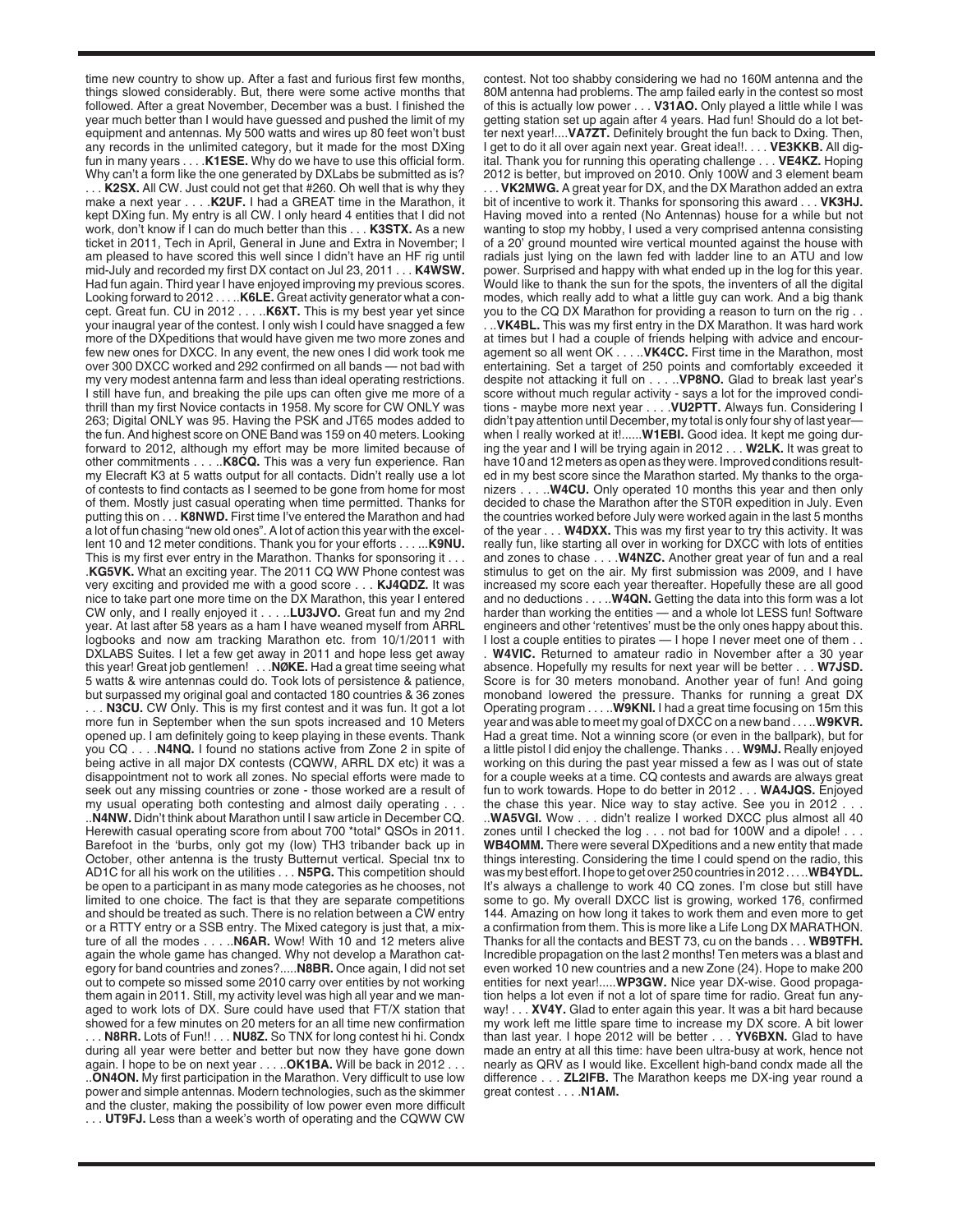time new country to show up. After a fast and furious first few months, things slowed considerably. But, there were some active months that followed. After a great November, December was a bust. I finished the year much better than I would have guessed and pushed the limit of my equipment and antennas. My 500 watts and wires up 80 feet won't bust any records in the unlimited category, but it made for the most DXing fun in many years . . . .**K1ESE.** Why do we have to use this official form. Why can't a form like the one generated by DXLabs be submitted as is? . . . **K2SX.** All CW. Just could not get that #260. Oh well that is why they make a next year . . . .**K2UF.** I had a GREAT time in the Marathon, it kept DXing fun. My entry is all CW. I only heard 4 entities that I did not work, don't know if I can do much better than this . . . **K3STX.** As a new ticket in 2011, Tech in April, General in June and Extra in November; I am pleased to have scored this well since I didn't have an HF rig until mid-July and recorded my first DX contact on Jul 23, 2011 . . . **K4WSW.** Had fun again. Third year I have enjoyed improving my previous scores. Looking forward to 2012 . . . ..**K6LE.** Great activity generator what a concept. Great fun. CU in 2012 . . . ..**K6XT.** This is my best year yet since your inaugral year of the contest. I only wish I could have snagged a few more of the DXpeditions that would have given me two more zones and few new ones for DXCC. In any event, the new ones I did work took me over 300 DXCC worked and 292 confirmed on all bands — not bad with my very modest antenna farm and less than ideal operating restrictions. I still have fun, and breaking the pile ups can often give me more of a thrill than my first Novice contacts in 1958. My score for CW ONLY was 263; Digital ONLY was 95. Having the PSK and JT65 modes added to the fun. And highest score on ONE Band was 159 on 40 meters. Looking forward to 2012, although my effort may be more limited because of other commitments . . . ..**K8CQ.** This was a very fun experience. Ran my Elecraft K3 at 5 watts output for all contacts. Didn't really use a lot of contests to find contacts as I seemed to be gone from home for most of them. Mostly just casual operating when time permitted. Thanks for putting this on . . . **K8NWD.** First time I've entered the Marathon and had a lot of fun chasing "new old ones". A lot of action this year with the excellent 10 and 12 meter conditions. Thank you for your efforts . . . ...**K9NU.** This is my first ever entry in the Marathon. Thanks for sponsoring it . . . .**KG5VK.** What an exciting year. The 2011 CQ WW Phone contest was very exciting and provided me with a good score . . . **KJ4QDZ.** It was nice to take part one more time on the DX Marathon, this year I entered CW only, and I really enjoyed it . . . ..**LU3JVO.** Great fun and my 2nd year. At last after 58 years as a ham I have weaned myself from ARRL logbooks and now am tracking Marathon etc. from 10/1/2011 with DXLABS Suites. I let a few get away in 2011 and hope less get away this year! Great job gentlemen! . . .**NØKE.** Had a great time seeing what 5 watts & wire antennas could do. Took lots of persistence & patience, but surpassed my original goal and contacted 180 countries & 36 zones . . . **N3CU.** CW Only. This is my first contest and it was fun. It got a lot more fun in September when the sun spots increased and 10 Meters opened up. I am definitely going to keep playing in these events. Thank you CQ . . . .**N4NQ.** I found no stations active from Zone 2 in spite of being active in all major DX contests (CQWW, ARRL DX etc) it was a disappointment not to work all zones. No special efforts were made to seek out any missing countries or zone - those worked are a result of my usual operating both contesting and almost daily operating . . . ..**N4NW.** Didn't think about Marathon until I saw article in December CQ. Herewith casual operating score from about 700 *total* QSOs in 2011. Barefoot in the 'burbs, only got my (low) TH3 tribander back up in October, other antenna is the trusty Butternut vertical. Special tnx to AD1C for all his work on the utilities . . . **N5PG.** This competition should be open to a participant in as many mode categories as he chooses, not limited to one choice. The fact is that they are separate competitions and should be treated as such. There is no relation between a CW entry or a RTTY entry or a SSB entry. The Mixed category is just that, a mixture of all the modes . . . .**N6AR.** Wow! With 10 and 12 meters alive again the whole game has changed. Why not develop a Marathon category for band countries and zones?.....**N8BR.** Once again, I did not set out to compete so missed some 2010 carry over entities by not working them again in 2011. Still, my activity level was high all year and we managed to work lots of DX. Sure could have used that FT/X station that showed for a few minutes on 20 meters for an all time new confirmation . . . **N8RR.** Lots of Fun!! . . . **NU8Z.** So TNX for long contest hi hi. Condx during all year were better and better but now they have gone down again. I hope to be on next year . . . ..**OK1BA.** Will be back in 2012 . . . ..**ON4ON.** My first participation in the Marathon. Very difficult to use low power and simple antennas. Modern technologies, such as the skimmer and the cluster, making the possibility of low power even more difficult . . . **UT9FJ.** Less than a week's worth of operating and the CQWW CW contest. Not too shabby considering we had no 160M antenna and the 80M antenna had problems. The amp failed early in the contest so most of this is actually low power . . . **V31AO.** Only played a little while I was getting station set up again after 4 years. Had fun! Should do a lot better next year!....**VA7ZT.** Definitely brought the fun back to Dxing. Then, I get to do it all over again next year. Great idea!!. . . . **VE3KKB.** All digital. Thank you for running this operating challenge . . . **VE4KZ.** Hoping 2012 is better, but improved on 2010. Only 100W and 3 element beam . . . **VK2MWG.** A great year for DX, and the DX Marathon added an extra bit of incentive to work it. Thanks for sponsoring this award . . . **VK3HJ.** Having moved into a rented (No Antennas) house for a while but not wanting to stop my hobby, I used a very comprised antenna consisting of a 20' ground mounted wire vertical mounted against the house with radials just lying on the lawn fed with ladder line to an ATU and low power. Surprised and happy with what ended up in the log for this year. Would like to thank the sun for the spots, the inventers of all the digital modes, which really add to what a little guy can work. And a big thank you to the CQ DX Marathon for providing a reason to turn on the rig . . . . .**VK4BL.** This was my first entry in the DX Marathon. It was hard work at times but I had a couple of friends helping with advice and encouragement so all went OK . . . ..**VK4CC.** First time in the Marathon, most entertaining. Set a target of 250 points and comfortably exceeded it despite not attacking it full on . . . ..**VP8NO.** Glad to break last year's score without much regular activity - says a lot for the improved conditions - maybe more next year . . . .**VU2PTT.** Always fun. Considering I didn't pay attention until December, my total is only four shy of last year—when I really worked at it!......**W1EBI.** Good idea. It kept me going during the year and I will be trying again in 2012 . . . **W2LK.** It was great to have 10 and 12 meters as open as they were. Improved conditions resulted in my best score since the Marathon started. My thanks to the organizers . . . ..**W4CU.** Only operated 10 months this year and then only decided to chase the Marathon after the ST0R expedition in July. Even the countries worked before July were worked again in the last 5 months of the year . . . **W4DXX.** This was my first year to try this activity. It was really fun, like starting all over in working for DXCC with lots of entities and zones to chase . . . .**W4NZC.** Another great year of fun and a real stimulus to get on the air. My first submission was 2009, and I have increased my score each year thereafter. Hopefully these are all good and no deductions . . . ..**W4QN.** Getting the data into this form was a lot harder than working the entities — and a whole lot LESS fun! Software engineers and other 'retentives' must be the only ones happy about this. I lost a couple entities to pirates — I hope I never meet one of them . . . **W4VIC.** Returned to amateur radio in November after a 30 year absence. Hopefully my results for next year will be better . . . **W7JSD.** Score is for 30 meters monoband. Another year of fun! And going monoband lowered the pressure. Thanks for running a great DX Operating program . . . ..**W9KNI.** I had a great time focusing on 15m this year and was able to meet my goal of DXCC on a new band . . . ..**W9KVR.** Had a great time. Not a winning score (or even in the ballpark), but for a little pistol I did enjoy the challenge. Thanks . . . **W9MJ.** Really enjoyed working on this during the past year missed a few as I was out of state for a couple weeks at a time. CQ contests and awards are always great fun to work towards. Hope to do better in 2012 . . . **WA4JQS.** Enjoyed the chase this year. Nice way to stay active. See you in 2012 . . . ..**WA5VGI.** Wow . . . didn't realize I worked DXCC plus almost all 40 zones until I checked the log . . . not bad for 100W and a dipole! . . . **WB4OMM.** There were several DXpeditions and a new entity that made things interesting. Considering the time I could spend on the radio, this was my best effort. I hope to get over 250 countries in 2012 . . . ..**WB4YDL.** It's always a challenge to work 40 CQ zones. I'm close but still have some to go. My overall DXCC list is growing, worked 176, confirmed 144. Amazing on how long it takes to work them and even more to get a confirmation from them. This is more like a Life Long DX MARATHON. Thanks for all the contacts and BEST 73, cu on the bands . . . **WB9TFH.** Incredible propagation on the last 2 months! Ten meters was a blast and even worked 10 new countries and a new Zone (24). Hope to make 200 entities for next year!.....**WP3GW.** Nice year DX-wise. Good propagation helps a lot even if not a lot of spare time for radio. Great fun anyway! . . . **XV4Y.** Glad to enter again this year. It was a bit hard because my work left me little spare time to increase my DX score. A bit lower than last year. I hope 2012 will be better . . . **YV6BXN.** Glad to have made an entry at all this time: have been ultra-busy at work, hence not nearly as QRV as I would like. Excellent high-band condx made all the difference . . . **ZL2IFB.** The Marathon keeps me DX-ing year round a great contest . . . .**N1AM.**